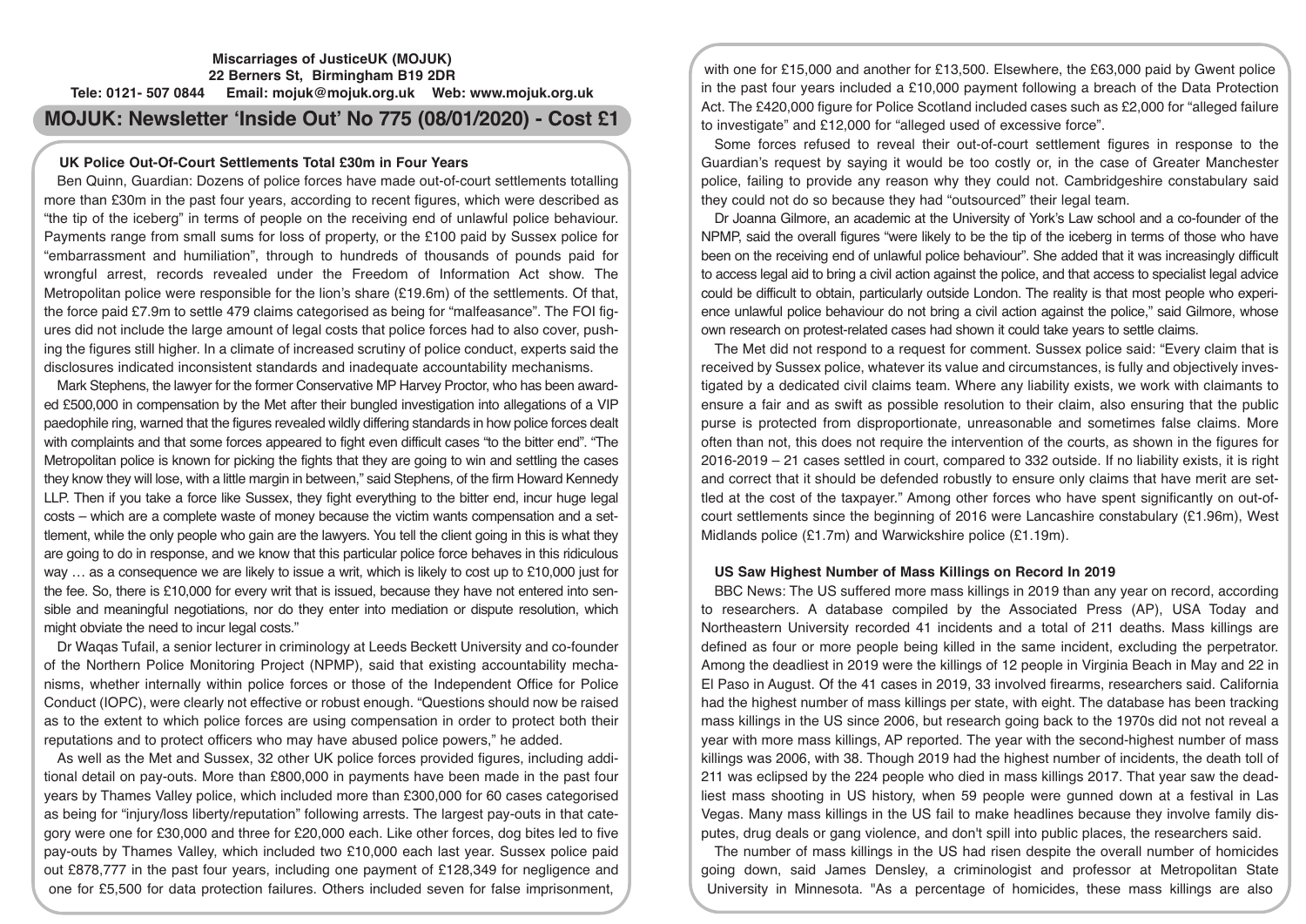**Miscarriages of JusticeUK (MOJUK)**
**22 Berners St, Birmingham B19 2DR**
**Tele: 0121- 507 0844 Email: mojuk@mojuk.org.uk Web: www.mojuk.org.uk**

# MOJUK: Newsletter 'Inside Out' No 775 (08/01/2020) - Cost £1

## UK Police Out-Of-Court Settlements Total £30m in Four Years

Ben Quinn, Guardian: Dozens of police forces have made out-of-court settlements totalling more than £30m in the past four years, according to recent figures, which were described as "the tip of the iceberg" in terms of people on the receiving end of unlawful police behaviour. Payments range from small sums for loss of property, or the £100 paid by Sussex police for "embarrassment and humiliation", through to hundreds of thousands of pounds paid for wrongful arrest, records revealed under the Freedom of Information Act show. The Metropolitan police were responsible for the lion's share (£19.6m) of the settlements. Of that, the force paid £7.9m to settle 479 claims categorised as being for "malfeasance". The FOI figures did not include the large amount of legal costs that police forces had to also cover, pushing the figures still higher. In a climate of increased scrutiny of police conduct, experts said the disclosures indicated inconsistent standards and inadequate accountability mechanisms.

Mark Stephens, the lawyer for the former Conservative MP Harvey Proctor, who has been awarded £500,000 in compensation by the Met after their bungled investigation into allegations of a VIP paedophile ring, warned that the figures revealed wildly differing standards in how police forces dealt with complaints and that some forces appeared to fight even difficult cases "to the bitter end". "The Metropolitan police is known for picking the fights that they are going to win and settling the cases they know they will lose, with a little margin in between," said Stephens, of the firm Howard Kennedy LLP. Then if you take a force like Sussex, they fight everything to the bitter end, incur huge legal costs – which are a complete waste of money because the victim wants compensation and a settlement, while the only people who gain are the lawyers. You tell the client going in this is what they are going to do in response, and we know that this particular police force behaves in this ridiculous way … as a consequence we are likely to issue a writ, which is likely to cost up to £10,000 just for the fee. So, there is £10,000 for every writ that is issued, because they have not entered into sensible and meaningful negotiations, nor do they enter into mediation or dispute resolution, which might obviate the need to incur legal costs."

Dr Waqas Tufail, a senior lecturer in criminology at Leeds Beckett University and co-founder of the Northern Police Monitoring Project (NPMP), said that existing accountability mechanisms, whether internally within police forces or those of the Independent Office for Police Conduct (IOPC), were clearly not effective or robust enough. "Questions should now be raised as to the extent to which police forces are using compensation in order to protect both their reputations and to protect officers who may have abused police powers," he added.

As well as the Met and Sussex, 32 other UK police forces provided figures, including additional detail on pay-outs. More than £800,000 in payments have been made in the past four years by Thames Valley police, which included more than £300,000 for 60 cases categorised as being for "injury/loss liberty/reputation" following arrests. The largest pay-outs in that category were one for £30,000 and three for £20,000 each. Like other forces, dog bites led to five pay-outs by Thames Valley, which included two £10,000 each last year. Sussex police paid out £878,777 in the past four years, including one payment of £128,349 for negligence and one for £5,500 for data protection failures. Others included seven for false imprisonment, with one for £15,000 and another for £13,500. Elsewhere, the £63,000 paid by Gwent police in the past four years included a £10,000 payment following a breach of the Data Protection Act. The £420,000 figure for Police Scotland included cases such as £2,000 for "alleged failure to investigate" and £12,000 for "alleged used of excessive force".

Some forces refused to reveal their out-of-court settlement figures in response to the Guardian's request by saying it would be too costly or, in the case of Greater Manchester police, failing to provide any reason why they could not. Cambridgeshire constabulary said they could not do so because they had "outsourced" their legal team.

Dr Joanna Gilmore, an academic at the University of York's Law school and a co-founder of the NPMP, said the overall figures "were likely to be the tip of the iceberg in terms of those who have been on the receiving end of unlawful police behaviour". She added that it was increasingly difficult to access legal aid to bring a civil action against the police, and that access to specialist legal advice could be difficult to obtain, particularly outside London. The reality is that most people who experience unlawful police behaviour do not bring a civil action against the police," said Gilmore, whose own research on protest-related cases had shown it could take years to settle claims.

The Met did not respond to a request for comment. Sussex police said: "Every claim that is received by Sussex police, whatever its value and circumstances, is fully and objectively investigated by a dedicated civil claims team. Where any liability exists, we work with claimants to ensure a fair and as swift as possible resolution to their claim, also ensuring that the public purse is protected from disproportionate, unreasonable and sometimes false claims. More often than not, this does not require the intervention of the courts, as shown in the figures for 2016-2019 – 21 cases settled in court, compared to 332 outside. If no liability exists, it is right and correct that it should be defended robustly to ensure only claims that have merit are settled at the cost of the taxpayer." Among other forces who have spent significantly on out-of-court settlements since the beginning of 2016 were Lancashire constabulary (£1.96m), West Midlands police (£1.7m) and Warwickshire police (£1.19m).

## US Saw Highest Number of Mass Killings on Record In 2019

BBC News: The US suffered more mass killings in 2019 than any year on record, according to researchers. A database compiled by the Associated Press (AP), USA Today and Northeastern University recorded 41 incidents and a total of 211 deaths. Mass killings are defined as four or more people being killed in the same incident, excluding the perpetrator. Among the deadliest in 2019 were the killings of 12 people in Virginia Beach in May and 22 in El Paso in August. Of the 41 cases in 2019, 33 involved firearms, researchers said. California had the highest number of mass killings per state, with eight. The database has been tracking mass killings in the US since 2006, but research going back to the 1970s did not not reveal a year with more mass killings, AP reported. The year with the second-highest number of mass killings was 2006, with 38. Though 2019 had the highest number of incidents, the death toll of 211 was eclipsed by the 224 people who died in mass killings 2017. That year saw the deadliest mass shooting in US history, when 59 people were gunned down at a festival in Las Vegas. Many mass killings in the US fail to make headlines because they involve family disputes, drug deals or gang violence, and don't spill into public places, the researchers said.

The number of mass killings in the US had risen despite the overall number of homicides going down, said James Densley, a criminologist and professor at Metropolitan State University in Minnesota. "As a percentage of homicides, these mass killings are also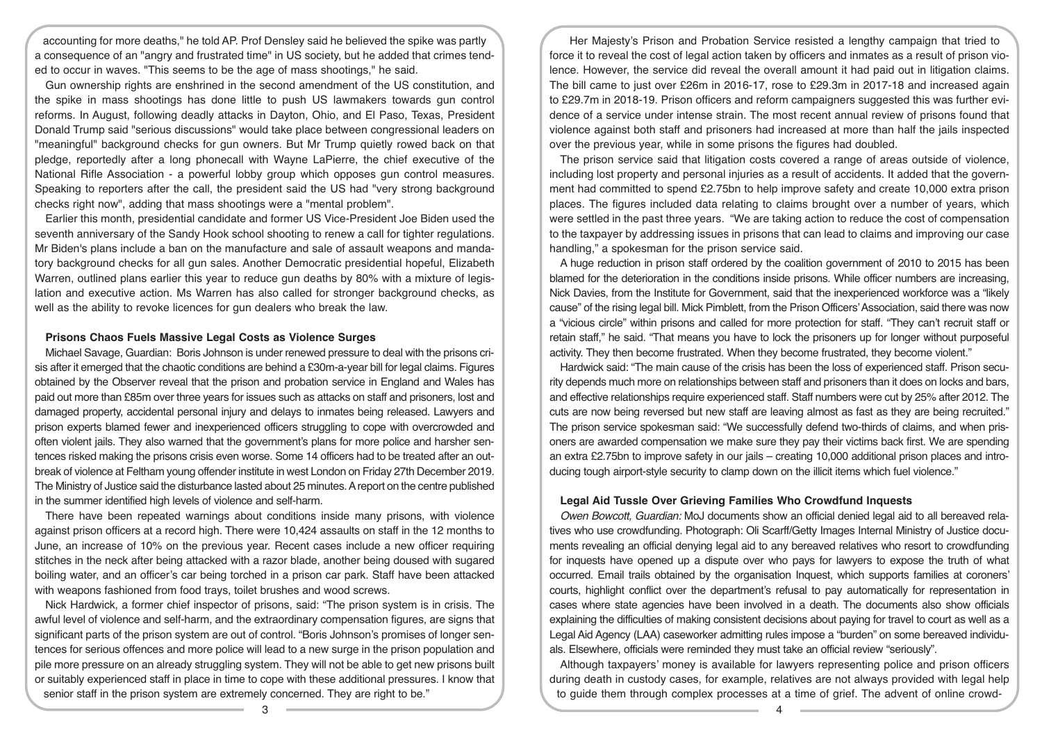accounting for more deaths," he told AP. Prof Densley said he believed the spike was partly a consequence of an "angry and frustrated time" in US society, but he added that crimes tended to occur in waves. "This seems to be the age of mass shootings," he said.

Gun ownership rights are enshrined in the second amendment of the US constitution, and the spike in mass shootings has done little to push US lawmakers towards gun control reforms. In August, following deadly attacks in Dayton, Ohio, and El Paso, Texas, President Donald Trump said "serious discussions" would take place between congressional leaders on "meaningful" background checks for gun owners. But Mr Trump quietly rowed back on that pledge, reportedly after a long phonecall with Wayne LaPierre, the chief executive of the National Rifle Association - a powerful lobby group which opposes gun control measures. Speaking to reporters after the call, the president said the US had "very strong background checks right now", adding that mass shootings were a "mental problem".

Earlier this month, presidential candidate and former US Vice-President Joe Biden used the seventh anniversary of the Sandy Hook school shooting to renew a call for tighter regulations. Mr Biden's plans include a ban on the manufacture and sale of assault weapons and mandatory background checks for all gun sales. Another Democratic presidential hopeful, Elizabeth Warren, outlined plans earlier this year to reduce gun deaths by 80% with a mixture of legislation and executive action. Ms Warren has also called for stronger background checks, as well as the ability to revoke licences for gun dealers who break the law.

### Prisons Chaos Fuels Massive Legal Costs as Violence Surges

Michael Savage, Guardian: Boris Johnson is under renewed pressure to deal with the prisons crisis after it emerged that the chaotic conditions are behind a £30m-a-year bill for legal claims. Figures obtained by the Observer reveal that the prison and probation service in England and Wales has paid out more than £85m over three years for issues such as attacks on staff and prisoners, lost and damaged property, accidental personal injury and delays to inmates being released. Lawyers and prison experts blamed fewer and inexperienced officers struggling to cope with overcrowded and often violent jails. They also warned that the government's plans for more police and harsher sentences risked making the prisons crisis even worse. Some 14 officers had to be treated after an outbreak of violence at Feltham young offender institute in west London on Friday 27th December 2019. The Ministry of Justice said the disturbance lasted about 25 minutes. A report on the centre published in the summer identified high levels of violence and self-harm.

There have been repeated warnings about conditions inside many prisons, with violence against prison officers at a record high. There were 10,424 assaults on staff in the 12 months to June, an increase of 10% on the previous year. Recent cases include a new officer requiring stitches in the neck after being attacked with a razor blade, another being doused with sugared boiling water, and an officer's car being torched in a prison car park. Staff have been attacked with weapons fashioned from food trays, toilet brushes and wood screws.

Nick Hardwick, a former chief inspector of prisons, said: "The prison system is in crisis. The awful level of violence and self-harm, and the extraordinary compensation figures, are signs that significant parts of the prison system are out of control. "Boris Johnson's promises of longer sentences for serious offences and more police will lead to a new surge in the prison population and pile more pressure on an already struggling system. They will not be able to get new prisons built or suitably experienced staff in place in time to cope with these additional pressures. I know that senior staff in the prison system are extremely concerned. They are right to be."

Her Majesty's Prison and Probation Service resisted a lengthy campaign that tried to force it to reveal the cost of legal action taken by officers and inmates as a result of prison violence. However, the service did reveal the overall amount it had paid out in litigation claims. The bill came to just over £26m in 2016-17, rose to £29.3m in 2017-18 and increased again to £29.7m in 2018-19. Prison officers and reform campaigners suggested this was further evidence of a service under intense strain. The most recent annual review of prisons found that violence against both staff and prisoners had increased at more than half the jails inspected over the previous year, while in some prisons the figures had doubled.

The prison service said that litigation costs covered a range of areas outside of violence, including lost property and personal injuries as a result of accidents. It added that the government had committed to spend £2.75bn to help improve safety and create 10,000 extra prison places. The figures included data relating to claims brought over a number of years, which were settled in the past three years. "We are taking action to reduce the cost of compensation to the taxpayer by addressing issues in prisons that can lead to claims and improving our case handling," a spokesman for the prison service said.

A huge reduction in prison staff ordered by the coalition government of 2010 to 2015 has been blamed for the deterioration in the conditions inside prisons. While officer numbers are increasing, Nick Davies, from the Institute for Government, said that the inexperienced workforce was a "likely cause" of the rising legal bill. Mick Pimblett, from the Prison Officers' Association, said there was now a "vicious circle" within prisons and called for more protection for staff. "They can't recruit staff or retain staff," he said. "That means you have to lock the prisoners up for longer without purposeful activity. They then become frustrated. When they become frustrated, they become violent."

Hardwick said: "The main cause of the crisis has been the loss of experienced staff. Prison security depends much more on relationships between staff and prisoners than it does on locks and bars, and effective relationships require experienced staff. Staff numbers were cut by 25% after 2012. The cuts are now being reversed but new staff are leaving almost as fast as they are being recruited." The prison service spokesman said: "We successfully defend two-thirds of claims, and when prisoners are awarded compensation we make sure they pay their victims back first. We are spending an extra £2.75bn to improve safety in our jails – creating 10,000 additional prison places and introducing tough airport-style security to clamp down on the illicit items which fuel violence."

### Legal Aid Tussle Over Grieving Families Who Crowdfund Inquests

*Owen Bowcott, Guardian:* MoJ documents show an official denied legal aid to all bereaved relatives who use crowdfunding. Photograph: Oli Scarff/Getty Images Internal Ministry of Justice documents revealing an official denying legal aid to any bereaved relatives who resort to crowdfunding for inquests have opened up a dispute over who pays for lawyers to expose the truth of what occurred. Email trails obtained by the organisation Inquest, which supports families at coroners' courts, highlight conflict over the department's refusal to pay automatically for representation in cases where state agencies have been involved in a death. The documents also show officials explaining the difficulties of making consistent decisions about paying for travel to court as well as a Legal Aid Agency (LAA) caseworker admitting rules impose a "burden" on some bereaved individuals. Elsewhere, officials were reminded they must take an official review "seriously".

Although taxpayers' money is available for lawyers representing police and prison officers during death in custody cases, for example, relatives are not always provided with legal help to guide them through complex processes at a time of grief. The advent of online crowd-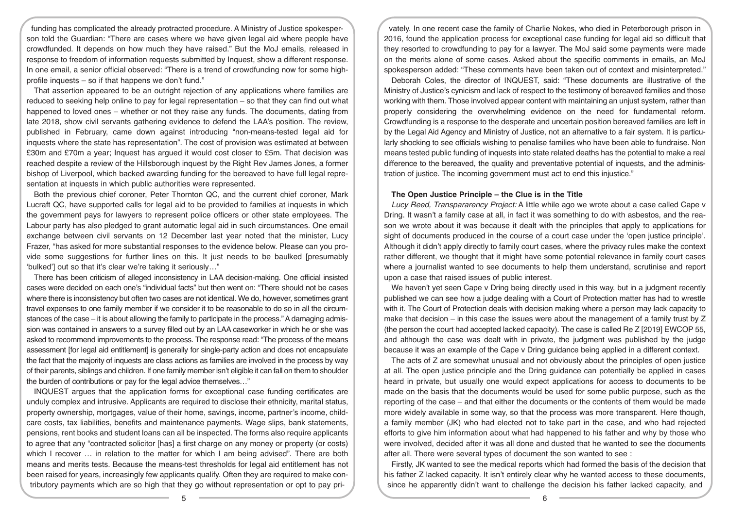funding has complicated the already protracted procedure. A Ministry of Justice spokesperson told the Guardian: "There are cases where we have given legal aid where people have crowdfunded. It depends on how much they have raised." But the MoJ emails, released in response to freedom of information requests submitted by Inquest, show a different response. In one email, a senior official observed: "There is a trend of crowdfunding now for some high-profile inquests – so if that happens we don't fund."

That assertion appeared to be an outright rejection of any applications where families are reduced to seeking help online to pay for legal representation – so that they can find out what happened to loved ones – whether or not they raise any funds. The documents, dating from late 2018, show civil servants gathering evidence to defend the LAA's position. The review, published in February, came down against introducing "non-means-tested legal aid for inquests where the state has representation". The cost of provision was estimated at between £30m and £70m a year; Inquest has argued it would cost closer to £5m. That decision was reached despite a review of the Hillsborough inquest by the Right Rev James Jones, a former bishop of Liverpool, which backed awarding funding for the bereaved to have full legal representation at inquests in which public authorities were represented.

Both the previous chief coroner, Peter Thornton QC, and the current chief coroner, Mark Lucraft QC, have supported calls for legal aid to be provided to families at inquests in which the government pays for lawyers to represent police officers or other state employees. The Labour party has also pledged to grant automatic legal aid in such circumstances. One email exchange between civil servants on 12 December last year noted that the minister, Lucy Frazer, "has asked for more substantial responses to the evidence below. Please can you provide some suggestions for further lines on this. It just needs to be baulked [presumably 'bulked'] out so that it's clear we're taking it seriously…"

There has been criticism of alleged inconsistency in LAA decision-making. One official insisted cases were decided on each one's "individual facts" but then went on: "There should not be cases where there is inconsistency but often two cases are not identical. We do, however, sometimes grant travel expenses to one family member if we consider it to be reasonable to do so in all the circumstances of the case – it is about allowing the family to participate in the process." A damaging admission was contained in answers to a survey filled out by an LAA caseworker in which he or she was asked to recommend improvements to the process. The response read: "The process of the means assessment [for legal aid entitlement] is generally for single-party action and does not encapsulate the fact that the majority of inquests are class actions as families are involved in the process by way of their parents, siblings and children. If one family member isn't eligible it can fall on them to shoulder the burden of contributions or pay for the legal advice themselves…"

INQUEST argues that the application forms for exceptional case funding certificates are unduly complex and intrusive. Applicants are required to disclose their ethnicity, marital status, property ownership, mortgages, value of their home, savings, income, partner's income, childcare costs, tax liabilities, benefits and maintenance payments. Wage slips, bank statements, pensions, rent books and student loans can all be inspected. The forms also require applicants to agree that any "contracted solicitor [has] a first charge on any money or property (or costs) which I recover … in relation to the matter for which I am being advised". There are both means and merits tests. Because the means-test thresholds for legal aid entitlement has not been raised for years, increasingly few applicants qualify. Often they are required to make contributory payments which are so high that they go without representation or opt to pay privately. In one recent case the family of Charlie Nokes, who died in Peterborough prison in 2016, found the application process for exceptional case funding for legal aid so difficult that they resorted to crowdfunding to pay for a lawyer. The MoJ said some payments were made on the merits alone of some cases. Asked about the specific comments in emails, an MoJ spokesperson added: "These comments have been taken out of context and misinterpreted."

Deborah Coles, the director of INQUEST, said: "These documents are illustrative of the Ministry of Justice's cynicism and lack of respect to the testimony of bereaved families and those working with them. Those involved appear content with maintaining an unjust system, rather than properly considering the overwhelming evidence on the need for fundamental reform. Crowdfunding is a response to the desperate and uncertain position bereaved families are left in by the Legal Aid Agency and Ministry of Justice, not an alternative to a fair system. It is particularly shocking to see officials wishing to penalise families who have been able to fundraise. Non means tested public funding of inquests into state related deaths has the potential to make a real difference to the bereaved, the quality and preventative potential of inquests, and the administration of justice. The incoming government must act to end this injustice."

### The Open Justice Principle – the Clue is in the Title

*Lucy Reed, Transpararency Project:* A little while ago we wrote about a case called Cape v Dring. It wasn't a family case at all, in fact it was something to do with asbestos, and the reason we wrote about it was because it dealt with the principles that apply to applications for sight of documents produced in the course of a court case under the 'open justice principle'. Although it didn't apply directly to family court cases, where the privacy rules make the context rather different, we thought that it might have some potential relevance in family court cases where a journalist wanted to see documents to help them understand, scrutinise and report upon a case that raised issues of public interest.

We haven't yet seen Cape v Dring being directly used in this way, but in a judgment recently published we can see how a judge dealing with a Court of Protection matter has had to wrestle with it. The Court of Protection deals with decision making where a person may lack capacity to make that decision – in this case the issues were about the management of a family trust by Z (the person the court had accepted lacked capacity). The case is called Re Z [2019] EWCOP 55, and although the case was dealt with in private, the judgment was published by the judge because it was an example of the Cape v Dring guidance being applied in a different context.

The acts of Z are somewhat unusual and not obviously about the principles of open justice at all. The open justice principle and the Dring guidance can potentially be applied in cases heard in private, but usually one would expect applications for access to documents to be made on the basis that the documents would be used for some public purpose, such as the reporting of the case – and that either the documents or the contents of them would be made more widely available in some way, so that the process was more transparent. Here though, a family member (JK) who had elected not to take part in the case, and who had rejected efforts to give him information about what had happened to his father and why by those who were involved, decided after it was all done and dusted that he wanted to see the documents after all. There were several types of document the son wanted to see :

Firstly, JK wanted to see the medical reports which had formed the basis of the decision that his father Z lacked capacity. It isn't entirely clear why he wanted access to these documents, since he apparently didn't want to challenge the decision his father lacked capacity, and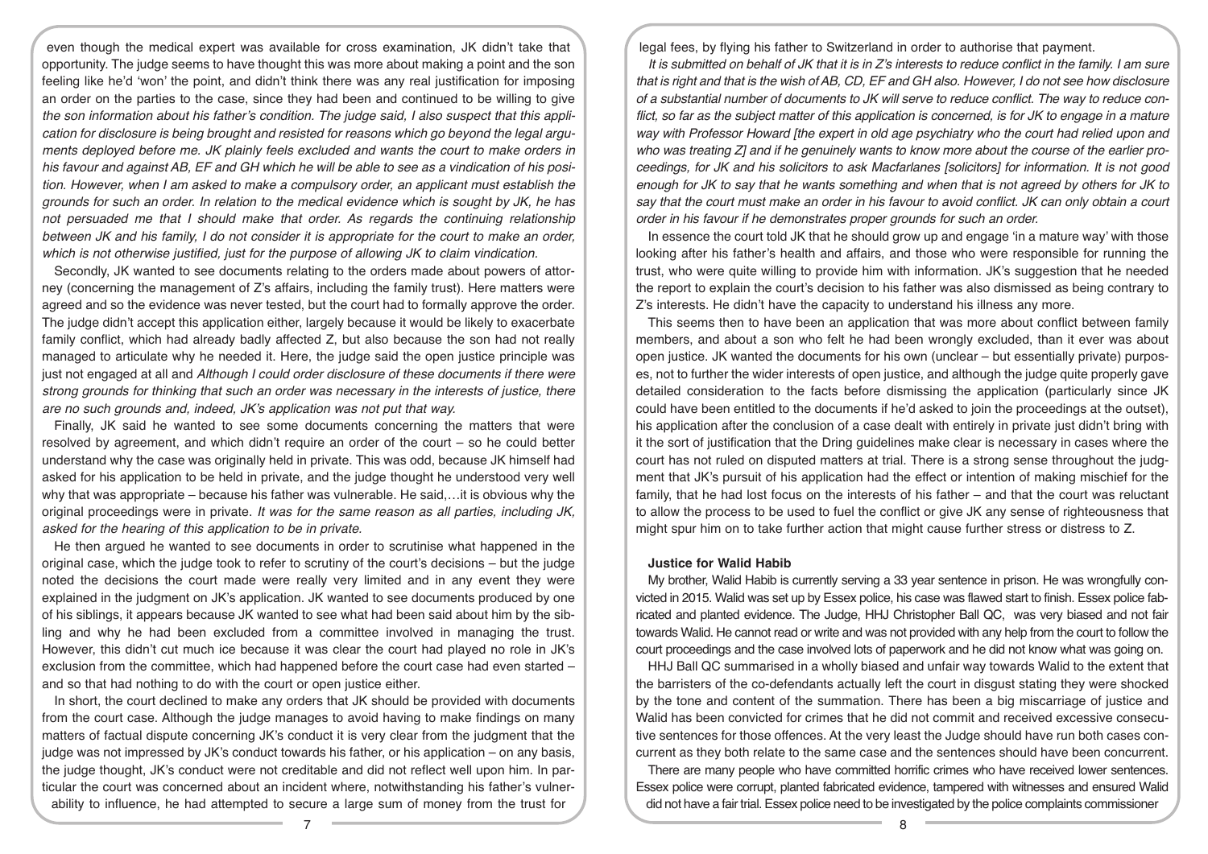even though the medical expert was available for cross examination, JK didn't take that opportunity. The judge seems to have thought this was more about making a point and the son feeling like he'd 'won' the point, and didn't think there was any real justification for imposing an order on the parties to the case, since they had been and continued to be willing to give the son information about his father's condition. The judge said, *I also suspect that this application for disclosure is being brought and resisted for reasons which go beyond the legal arguments deployed before me. JK plainly feels excluded and wants the court to make orders in his favour and against AB, EF and GH which he will be able to see as a vindication of his position. However, when I am asked to make a compulsory order, an applicant must establish the grounds for such an order. In relation to the medical evidence which is sought by JK, he has not persuaded me that I should make that order. As regards the continuing relationship between JK and his family, I do not consider it is appropriate for the court to make an order, which is not otherwise justified, just for the purpose of allowing JK to claim vindication.*

Secondly, JK wanted to see documents relating to the orders made about powers of attorney (concerning the management of Z's affairs, including the family trust). Here matters were agreed and so the evidence was never tested, but the court had to formally approve the order. The judge didn't accept this application either, largely because it would be likely to exacerbate family conflict, which had already badly affected Z, but also because the son had not really managed to articulate why he needed it. Here, the judge said the open justice principle was just not engaged at all and *Although I could order disclosure of these documents if there were strong grounds for thinking that such an order was necessary in the interests of justice, there are no such grounds and, indeed, JK's application was not put that way.*

Finally, JK said he wanted to see some documents concerning the matters that were resolved by agreement, and which didn't require an order of the court – so he could better understand why the case was originally held in private. This was odd, because JK himself had asked for his application to be held in private, and the judge thought he understood very well why that was appropriate – because his father was vulnerable. He said,…it is obvious why the original proceedings were in private. *It was for the same reason as all parties, including JK, asked for the hearing of this application to be in private.*

He then argued he wanted to see documents in order to scrutinise what happened in the original case, which the judge took to refer to scrutiny of the court's decisions – but the judge noted the decisions the court made were really very limited and in any event they were explained in the judgment on JK's application. JK wanted to see documents produced by one of his siblings, it appears because JK wanted to see what had been said about him by the sibling and why he had been excluded from a committee involved in managing the trust. However, this didn't cut much ice because it was clear the court had played no role in JK's exclusion from the committee, which had happened before the court case had even started – and so that had nothing to do with the court or open justice either.

In short, the court declined to make any orders that JK should be provided with documents from the court case. Although the judge manages to avoid having to make findings on many matters of factual dispute concerning JK's conduct it is very clear from the judgment that the judge was not impressed by JK's conduct towards his father, or his application – on any basis, the judge thought, JK's conduct were not creditable and did not reflect well upon him. In particular the court was concerned about an incident where, notwithstanding his father's vulnerability to influence, he had attempted to secure a large sum of money from the trust for legal fees, by flying his father to Switzerland in order to authorise that payment.

*It is submitted on behalf of JK that it is in Z's interests to reduce conflict in the family. I am sure that is right and that is the wish of AB, CD, EF and GH also. However, I do not see how disclosure of a substantial number of documents to JK will serve to reduce conflict. The way to reduce conflict, so far as the subject matter of this application is concerned, is for JK to engage in a mature way with Professor Howard [the expert in old age psychiatry who the court had relied upon and who was treating Z] and if he genuinely wants to know more about the course of the earlier proceedings, for JK and his solicitors to ask Macfarlanes [solicitors] for information. It is not good enough for JK to say that he wants something and when that is not agreed by others for JK to say that the court must make an order in his favour to avoid conflict. JK can only obtain a court order in his favour if he demonstrates proper grounds for such an order.*

In essence the court told JK that he should grow up and engage 'in a mature way' with those looking after his father's health and affairs, and those who were responsible for running the trust, who were quite willing to provide him with information. JK's suggestion that he needed the report to explain the court's decision to his father was also dismissed as being contrary to Z's interests. He didn't have the capacity to understand his illness any more.

This seems then to have been an application that was more about conflict between family members, and about a son who felt he had been wrongly excluded, than it ever was about open justice. JK wanted the documents for his own (unclear – but essentially private) purposes, not to further the wider interests of open justice, and although the judge quite properly gave detailed consideration to the facts before dismissing the application (particularly since JK could have been entitled to the documents if he'd asked to join the proceedings at the outset), his application after the conclusion of a case dealt with entirely in private just didn't bring with it the sort of justification that the Dring guidelines make clear is necessary in cases where the court has not ruled on disputed matters at trial. There is a strong sense throughout the judgment that JK's pursuit of his application had the effect or intention of making mischief for the family, that he had lost focus on the interests of his father – and that the court was reluctant to allow the process to be used to fuel the conflict or give JK any sense of righteousness that might spur him on to take further action that might cause further stress or distress to Z.

### Justice for Walid Habib

My brother, Walid Habib is currently serving a 33 year sentence in prison. He was wrongfully convicted in 2015. Walid was set up by Essex police, his case was flawed start to finish. Essex police fabricated and planted evidence. The Judge, HHJ Christopher Ball QC, was very biased and not fair towards Walid. He cannot read or write and was not provided with any help from the court to follow the court proceedings and the case involved lots of paperwork and he did not know what was going on.

HHJ Ball QC summarised in a wholly biased and unfair way towards Walid to the extent that the barristers of the co-defendants actually left the court in disgust stating they were shocked by the tone and content of the summation. There has been a big miscarriage of justice and Walid has been convicted for crimes that he did not commit and received excessive consecutive sentences for those offences. At the very least the Judge should have run both cases concurrent as they both relate to the same case and the sentences should have been concurrent.

There are many people who have committed horrific crimes who have received lower sentences. Essex police were corrupt, planted fabricated evidence, tampered with witnesses and ensured Walid did not have a fair trial. Essex police need to be investigated by the police complaints commissioner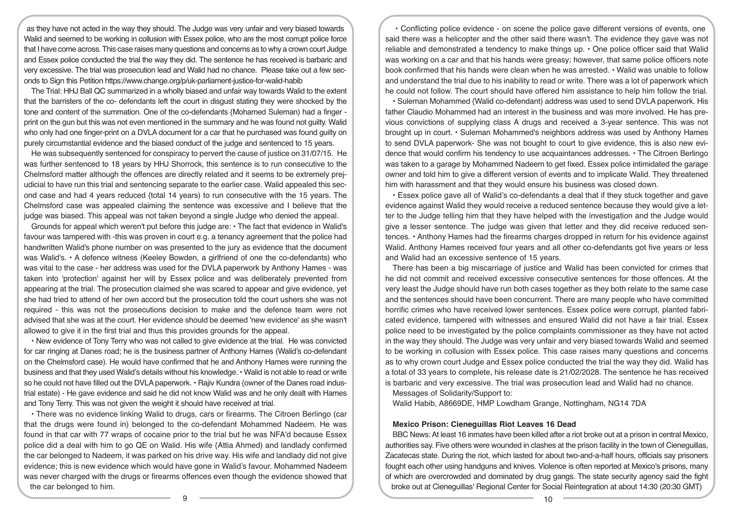as they have not acted in the way they should. The Judge was very unfair and very biased towards Walid and seemed to be working in collusion with Essex police, who are the most corrupt police force that I have come across. This case raises many questions and concerns as to why a crown court Judge and Essex police conducted the trial the way they did. The sentence he has received is barbaric and very excessive. The trial was prosecution lead and Walid had no chance. Please take out a few seconds to Sign this Petition https://www.change.org/p/uk-parliament-justice-for-walid-habib

The Trial: HHJ Ball QC summarized in a wholly biased and unfair way towards Walid to the extent that the barristers of the co- defendants left the court in disgust stating they were shocked by the tone and content of the summation. One of the co-defendants {Mohamed Suleman) had a finger - print on the gun but this was not even mentioned in the summary and he was found not guilty. Walid who only had one finger-print on a DVLA document for a car that he purchased was found guilty on purely circumstantial evidence and the biased conduct of the judge and sentenced to 15 years.

He was subsequently sentenced for conspiracy to pervert the cause of justice on 31/07/15. He was further sentenced to 18 years by HHJ Shorrock, this sentence is to run consecutive to the Chelmsford matter although the offences are directly related and it seems to be extremely prejudicial to have run this trial and sentencing separate to the earlier case. Walid appealed this second case and had 4 years reduced {total 14 years) to run consecutive with the 15 years. The Chelmsford case was appealed claiming the sentence was excessive and I believe that the judge was biased. This appeal was not taken beyond a single Judge who denied the appeal.

Grounds for appeal which weren't put before this judge are:

- The fact that evidence in Walid's favour was tampered with -this was proven in court e.g. a tenancy agreement that the police had handwritten Walid's phone number on was presented to the jury as evidence that the document was Walid's.
- A defence witness (Keeley Bowden, a girlfriend of one the co-defendants) who was vital to the case - her address was used for the DVLA paperwork by Anthony Hames - was taken into 'protection' against her will by Essex police and was deliberately prevented from appearing at the trial. The prosecution claimed she was scared to appear and give evidence, yet she had tried to attend of her own accord but the prosecution told the court ushers she was not required - this was not the prosecutions decision to make and the defence team were not advised that she was at the court. Her evidence should be deemed 'new evidence' as she wasn't allowed to give it in the first trial and thus this provides grounds for the appeal.
- New evidence of Tony Terry who was not called to give evidence at the trial. He was convicted for car ringing at Danes road; he is the business partner of Anthony Hames (Walid's co-defendant on the Chelmsford case). He would have confirmed that he and Anthony Hames were running the business and that they used Walid's details without his knowledge.
- Walid is not able to read or write so he could not have filled out the DVLA paperwork.
- Rajiv Kundra {owner of the Danes road industrial estate) - He gave evidence and said he did not know Walid was and he only dealt with Hames and Tony Terry. This was not given the weight it should have received at trial.
- There was no evidence linking Walid to drugs, cars or firearms. The Citroen Berlingo (car that the drugs were found in) belonged to the co-defendant Mohammed Nadeem. He was found in that car with 77 wraps of cocaine prior to the trial but he was NFA'd because Essex police did a deal with him to go QE on Walid. His wife {Attia Ahmed) and landlady confirmed the car belonged to Nadeem, it was parked on his drive way. His wife and landlady did not give evidence; this is new evidence which would have gone in Walid's favour. Mohammed Nadeem was never charged with the drugs or firearms offences even though the evidence showed that the car belonged to him.
- Conflicting police evidence - on scene the police gave different versions of events, one said there was a helicopter and the other said there wasn't. The evidence they gave was not reliable and demonstrated a tendency to make things up.
- One police officer said that Walid was working on a car and that his hands were greasy; however, that same police officers note book confirmed that his hands were clean when he was arrested.
- Walid was unable to follow and understand the trial due to his inability to read or write. There was a lot of paperwork which he could not follow. The court should have offered him assistance to help him follow the trial.
- Suleman Mohammed {Walid co-defendant) address was used to send DVLA paperwork. His father Claudio Mohammed had an interest in the business and was more involved. He has previous convictions of supplying class A drugs and received a 3-year sentence. This was not brought up in court.
- Suleman Mohammed's neighbors address was used by Anthony Hames to send DVLA paperwork- She was not bought to court to give evidence, this is also new evidence that would confirm his tendency to use acquaintances addresses.
- The Citroen Berlingo was taken to a garage by Mohammed Nadeem to get fixed. Essex police intimidated the garage owner and told him to give a different version of events and to implicate Walid. They threatened him with harassment and that they would ensure his business was closed down.
- Essex police gave all of Walid's co-defendants a deal that if they stuck together and gave evidence against Walid they would receive a reduced sentence because they would give a letter to the Judge telling him that they have helped with the investigation and the Judge would give a lesser sentence. The judge was given that letter and they did receive reduced sentences.
- Anthony Hames had the firearms charges dropped in return for his evidence against Walid. Anthony Hames received four years and all other co-defendants got five years or less and Walid had an excessive sentence of 15 years.

There has been a big miscarriage of justice and Walid has been convicted for crimes that he did not commit and received excessive consecutive sentences for those offences. At the very least the Judge should have run both cases together as they both relate to the same case and the sentences should have been concurrent. There are many people who have committed horrific crimes who have received lower sentences. Essex police were corrupt, planted fabricated evidence, tampered with witnesses and ensured Walid did not have a fair trial. Essex police need to be investigated by the police complaints commissioner as they have not acted in the way they should. The Judge was very unfair and very biased towards Walid and seemed to be working in collusion with Essex police. This case raises many questions and concerns as to why crown court Judge and Essex police conducted the trial the way they did. Walid has a total of 33 years to complete, his release date is 21/02/2028. The sentence he has received is barbaric and very excessive. The trial was prosecution lead and Walid had no chance.

Messages of Solidarity/Support to:

Walid Habib, A8669DE, HMP Lowdham Grange, Nottingham, NG14 7DA

### Mexico Prison: Cieneguillas Riot Leaves 16 Dead

BBC News: At least 16 inmates have been killed after a riot broke out at a prison in central Mexico, authorities say. Five others were wounded in clashes at the prison facility in the town of Cieneguillas, Zacatecas state. During the riot, which lasted for about two-and-a-half hours, officials say prisoners fought each other using handguns and knives. Violence is often reported at Mexico's prisons, many of which are overcrowded and dominated by drug gangs. The state security agency said the fight broke out at Cieneguillas' Regional Center for Social Reintegration at about 14:30 (20:30 GMT)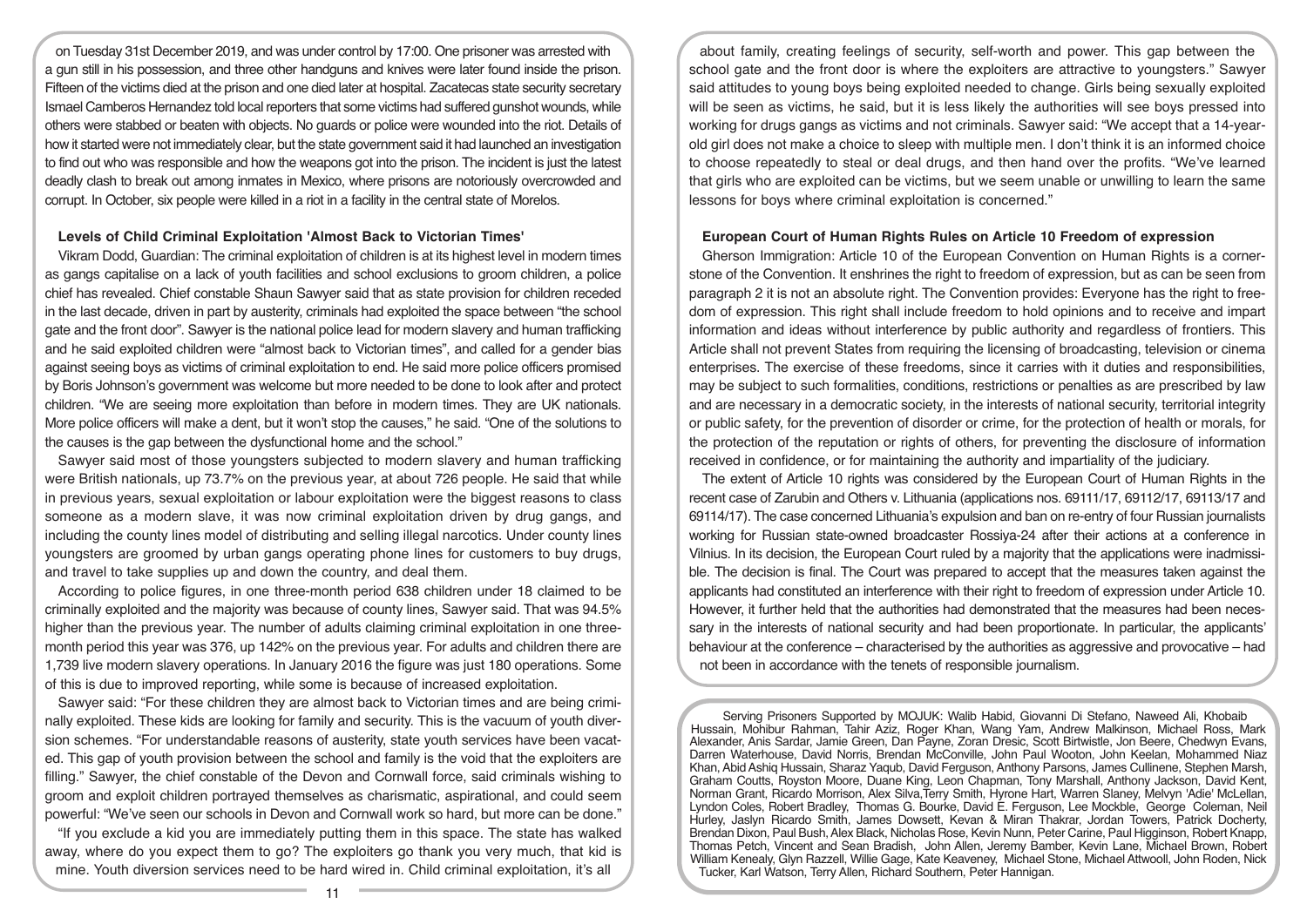on Tuesday 31st December 2019, and was under control by 17:00. One prisoner was arrested with a gun still in his possession, and three other handguns and knives were later found inside the prison. Fifteen of the victims died at the prison and one died later at hospital. Zacatecas state security secretary Ismael Camberos Hernandez told local reporters that some victims had suffered gunshot wounds, while others were stabbed or beaten with objects. No guards or police were wounded into the riot. Details of how it started were not immediately clear, but the state government said it had launched an investigation to find out who was responsible and how the weapons got into the prison. The incident is just the latest deadly clash to break out among inmates in Mexico, where prisons are notoriously overcrowded and corrupt. In October, six people were killed in a riot in a facility in the central state of Morelos.

### Levels of Child Criminal Exploitation 'Almost Back to Victorian Times'

Vikram Dodd, Guardian: The criminal exploitation of children is at its highest level in modern times as gangs capitalise on a lack of youth facilities and school exclusions to groom children, a police chief has revealed. Chief constable Shaun Sawyer said that as state provision for children receded in the last decade, driven in part by austerity, criminals had exploited the space between "the school gate and the front door". Sawyer is the national police lead for modern slavery and human trafficking and he said exploited children were "almost back to Victorian times", and called for a gender bias against seeing boys as victims of criminal exploitation to end. He said more police officers promised by Boris Johnson's government was welcome but more needed to be done to look after and protect children. "We are seeing more exploitation than before in modern times. They are UK nationals. More police officers will make a dent, but it won't stop the causes," he said. "One of the solutions to the causes is the gap between the dysfunctional home and the school."

Sawyer said most of those youngsters subjected to modern slavery and human trafficking were British nationals, up 73.7% on the previous year, at about 726 people. He said that while in previous years, sexual exploitation or labour exploitation were the biggest reasons to class someone as a modern slave, it was now criminal exploitation driven by drug gangs, and including the county lines model of distributing and selling illegal narcotics. Under county lines youngsters are groomed by urban gangs operating phone lines for customers to buy drugs, and travel to take supplies up and down the country, and deal them.

According to police figures, in one three-month period 638 children under 18 claimed to be criminally exploited and the majority was because of county lines, Sawyer said. That was 94.5% higher than the previous year. The number of adults claiming criminal exploitation in one three-month period this year was 376, up 142% on the previous year. For adults and children there are 1,739 live modern slavery operations. In January 2016 the figure was just 180 operations. Some of this is due to improved reporting, while some is because of increased exploitation.

Sawyer said: "For these children they are almost back to Victorian times and are being criminally exploited. These kids are looking for family and security. This is the vacuum of youth diversion schemes. "For understandable reasons of austerity, state youth services have been vacated. This gap of youth provision between the school and family is the void that the exploiters are filling." Sawyer, the chief constable of the Devon and Cornwall force, said criminals wishing to groom and exploit children portrayed themselves as charismatic, aspirational, and could seem powerful: "We've seen our schools in Devon and Cornwall work so hard, but more can be done."

"If you exclude a kid you are immediately putting them in this space. The state has walked away, where do you expect them to go? The exploiters go thank you very much, that kid is mine. Youth diversion services need to be hard wired in. Child criminal exploitation, it's all about family, creating feelings of security, self-worth and power. This gap between the school gate and the front door is where the exploiters are attractive to youngsters." Sawyer said attitudes to young boys being exploited needed to change. Girls being sexually exploited will be seen as victims, he said, but it is less likely the authorities will see boys pressed into working for drugs gangs as victims and not criminals. Sawyer said: "We accept that a 14-year-old girl does not make a choice to sleep with multiple men. I don't think it is an informed choice to choose repeatedly to steal or deal drugs, and then hand over the profits. "We've learned that girls who are exploited can be victims, but we seem unable or unwilling to learn the same lessons for boys where criminal exploitation is concerned."

### European Court of Human Rights Rules on Article 10 Freedom of expression

Gherson Immigration: Article 10 of the European Convention on Human Rights is a cornerstone of the Convention. It enshrines the right to freedom of expression, but as can be seen from paragraph 2 it is not an absolute right. The Convention provides: Everyone has the right to freedom of expression. This right shall include freedom to hold opinions and to receive and impart information and ideas without interference by public authority and regardless of frontiers. This Article shall not prevent States from requiring the licensing of broadcasting, television or cinema enterprises. The exercise of these freedoms, since it carries with it duties and responsibilities, may be subject to such formalities, conditions, restrictions or penalties as are prescribed by law and are necessary in a democratic society, in the interests of national security, territorial integrity or public safety, for the prevention of disorder or crime, for the protection of health or morals, for the protection of the reputation or rights of others, for preventing the disclosure of information received in confidence, or for maintaining the authority and impartiality of the judiciary.

The extent of Article 10 rights was considered by the European Court of Human Rights in the recent case of Zarubin and Others v. Lithuania (applications nos. 69111/17, 69112/17, 69113/17 and 69114/17). The case concerned Lithuania's expulsion and ban on re-entry of four Russian journalists working for Russian state-owned broadcaster Rossiya-24 after their actions at a conference in Vilnius. In its decision, the European Court ruled by a majority that the applications were inadmissible. The decision is final. The Court was prepared to accept that the measures taken against the applicants had constituted an interference with their right to freedom of expression under Article 10. However, it further held that the authorities had demonstrated that the measures had been necessary in the interests of national security and had been proportionate. In particular, the applicants' behaviour at the conference – characterised by the authorities as aggressive and provocative – had not been in accordance with the tenets of responsible journalism.

Serving Prisoners Supported by MOJUK: Walib Habid, Giovanni Di Stefano, Naweed Ali, Khobaib Hussain, Mohibur Rahman, Tahir Aziz, Roger Khan, Wang Yam, Andrew Malkinson, Michael Ross, Mark Alexander, Anis Sardar, Jamie Green, Dan Payne, Zoran Dresic, Scott Birtwistle, Jon Beere, Chedwyn Evans, Darren Waterhouse, David Norris, Brendan McConville, John Paul Wooton, John Keelan, Mohammed Niaz Khan, Abid Ashiq Hussain, Sharaz Yaqub, David Ferguson, Anthony Parsons, James Cullinene, Stephen Marsh, Graham Coutts, Royston Moore, Duane King, Leon Chapman, Tony Marshall, Anthony Jackson, David Kent, Norman Grant, Ricardo Morrison, Alex Silva,Terry Smith, Hyrone Hart, Warren Slaney, Melvyn 'Adie' McLellan, Lyndon Coles, Robert Bradley, Thomas G. Bourke, David E. Ferguson, Lee Mockble, George Coleman, Neil Hurley, Jaslyn Ricardo Smith, James Dowsett, Kevan & Miran Thakrar, Jordan Towers, Patrick Docherty, Brendan Dixon, Paul Bush, Alex Black, Nicholas Rose, Kevin Nunn, Peter Carine, Paul Higginson, Robert Knapp, Thomas Petch, Vincent and Sean Bradish, John Allen, Jeremy Bamber, Kevin Lane, Michael Brown, Robert William Kenealy, Glyn Razzell, Willie Gage, Kate Keaveney, Michael Stone, Michael Attwooll, John Roden, Nick Tucker, Karl Watson, Terry Allen, Richard Southern, Peter Hannigan.